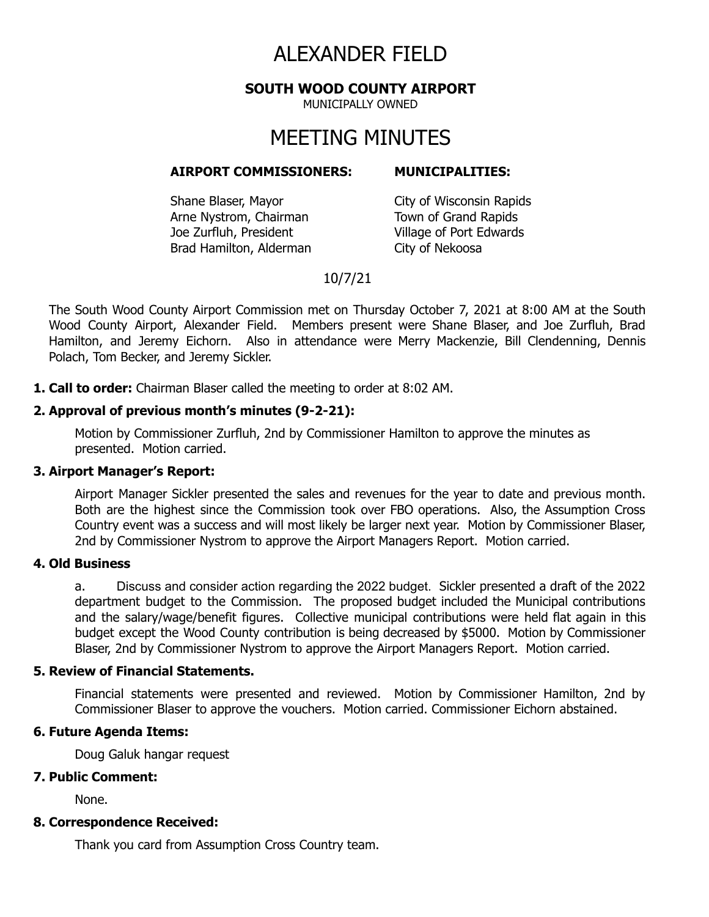# ALEXANDER FIELD

**SOUTH WOOD COUNTY AIRPORT**

MUNICIPALLY OWNED

# MEETING MINUTES

| **AIRPORT COMMISSIONERS:** | **MUNICIPALITIES:** |
|---|---|
| Shane Blaser, Mayor | City of Wisconsin Rapids |
| Arne Nystrom, Chairman | Town of Grand Rapids |
| Joe Zurfluh, President | Village of Port Edwards |
| Brad Hamilton, Alderman | City of Nekoosa |

10/7/21

The South Wood County Airport Commission met on Thursday October 7, 2021 at 8:00 AM at the South Wood County Airport, Alexander Field. Members present were Shane Blaser, and Joe Zurfluh, Brad Hamilton, and Jeremy Eichorn. Also in attendance were Merry Mackenzie, Bill Clendenning, Dennis Polach, Tom Becker, and Jeremy Sickler.

**1. Call to order:** Chairman Blaser called the meeting to order at 8:02 AM.

**2. Approval of previous month's minutes (9-2-21):**

Motion by Commissioner Zurfluh, 2nd by Commissioner Hamilton to approve the minutes as presented. Motion carried.

**3. Airport Manager's Report:**

Airport Manager Sickler presented the sales and revenues for the year to date and previous month. Both are the highest since the Commission took over FBO operations. Also, the Assumption Cross Country event was a success and will most likely be larger next year. Motion by Commissioner Blaser, 2nd by Commissioner Nystrom to approve the Airport Managers Report. Motion carried.

**4. Old Business**

a. Discuss and consider action regarding the 2022 budget. Sickler presented a draft of the 2022 department budget to the Commission. The proposed budget included the Municipal contributions and the salary/wage/benefit figures. Collective municipal contributions were held flat again in this budget except the Wood County contribution is being decreased by $5000. Motion by Commissioner Blaser, 2nd by Commissioner Nystrom to approve the Airport Managers Report. Motion carried.

**5. Review of Financial Statements.**

Financial statements were presented and reviewed. Motion by Commissioner Hamilton, 2nd by Commissioner Blaser to approve the vouchers. Motion carried. Commissioner Eichorn abstained.

**6. Future Agenda Items:**

Doug Galuk hangar request

**7. Public Comment:**

None.

**8. Correspondence Received:**

Thank you card from Assumption Cross Country team.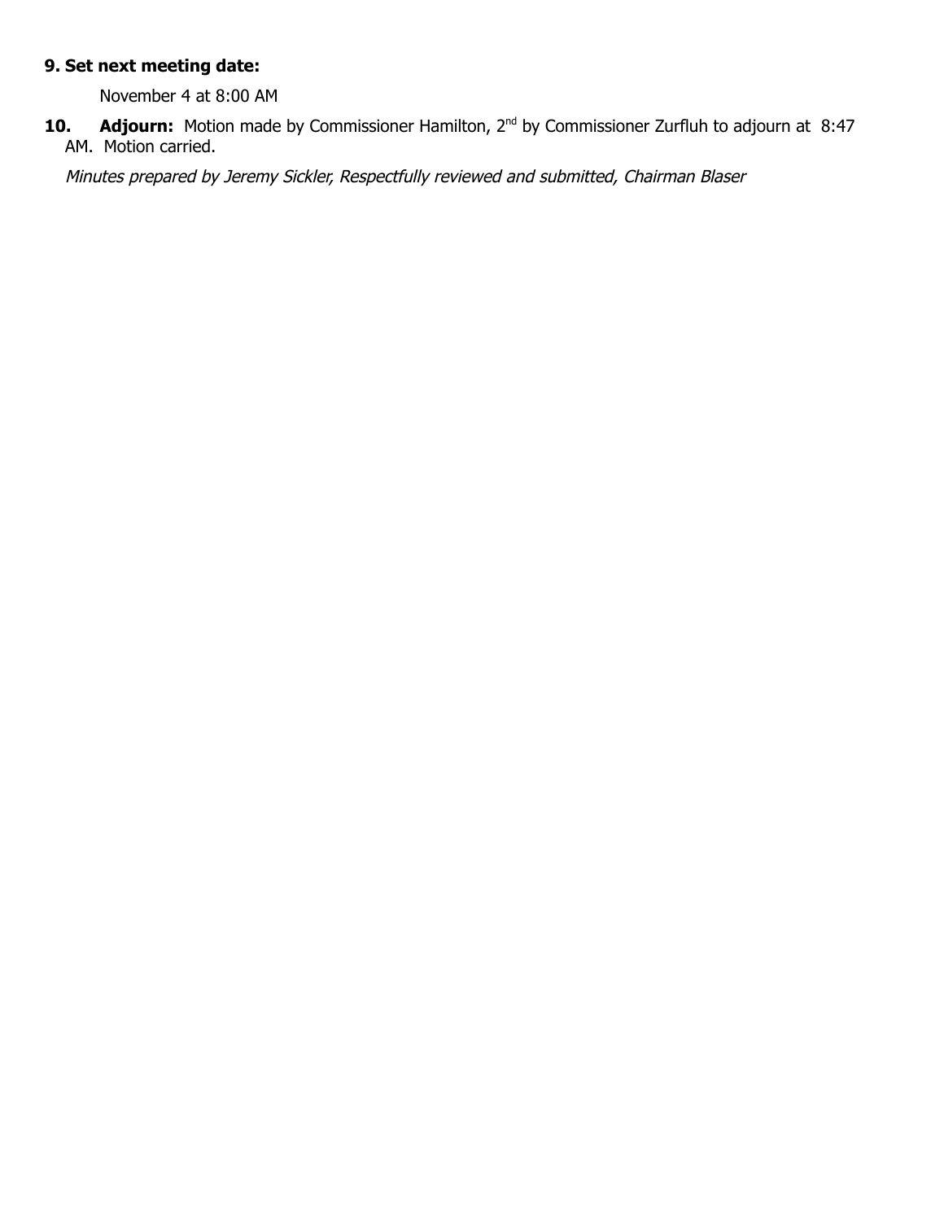**9. Set next meeting date:**

November 4 at 8:00 AM

**10. Adjourn:** Motion made by Commissioner Hamilton, 2nd by Commissioner Zurfluh to adjourn at 8:47 AM. Motion carried.

*Minutes prepared by Jeremy Sickler, Respectfully reviewed and submitted, Chairman Blaser*